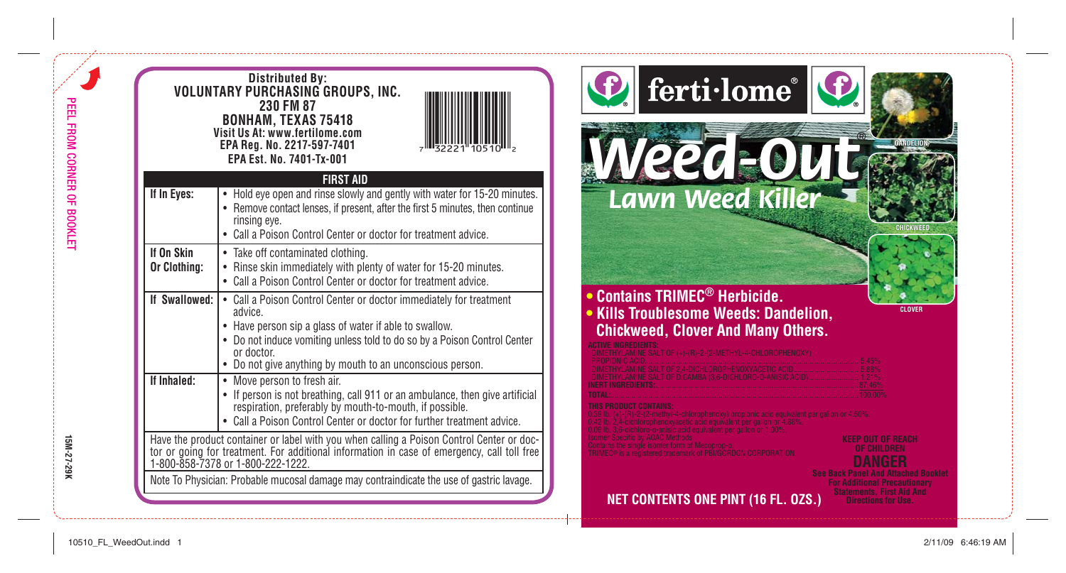PEEL FROM CORNER OF BOOKLET

**Distributed By:**
**VOLUNTARY PURCHASING GROUPS, INC.**
**230 FM 87**
**BONHAM, TEXAS 75418**
**Visit Us At: www.fertilome.com**
**EPA Reg. No. 2217-597-7401**
**EPA Est. No. 7401-Tx-001**

7 32221 10510 2

## FIRST AID

| | |
|---|---|
| **If In Eyes:** | • Hold eye open and rinse slowly and gently with water for 15-20 minutes.<br>• Remove contact lenses, if present, after the first 5 minutes, then continue rinsing eye.<br>• Call a Poison Control Center or doctor for treatment advice. |
| **If On Skin Or Clothing:** | • Take off contaminated clothing.<br>• Rinse skin immediately with plenty of water for 15-20 minutes.<br>• Call a Poison Control Center or doctor for treatment advice. |
| **If Swallowed:** | • Call a Poison Control Center or doctor immediately for treatment advice.<br>• Have person sip a glass of water if able to swallow.<br>• Do not induce vomiting unless told to do so by a Poison Control Center or doctor.<br>• Do not give anything by mouth to an unconscious person. |
| **If Inhaled:** | • Move person to fresh air.<br>• If person is not breathing, call 911 or an ambulance, then give artificial respiration, preferably by mouth-to-mouth, if possible.<br>• Call a Poison Control Center or doctor for further treatment advice. |

Have the product container or label with you when calling a Poison Control Center or doctor or going for treatment. For additional information in case of emergency, call toll free 1-800-858-7378 or 1-800-222-1222.

Note To Physician: Probable mucosal damage may contraindicate the use of gastric lavage.

15M-27-29K

# ferti·lome®

# Weed-Out®

## Lawn Weed Killer

DANDELION

CHICKWEED

CLOVER

- **Contains TRIMEC® Herbicide.**
- **Kills Troublesome Weeds: Dandelion, Chickweed, Clover And Many Others.**

**ACTIVE INGREDIENTS:**

| | |
|---|---|
| DIMETHYLAMINE SALT OF (+)-(R)-2-(2-METHYL-4-CHLOROPHENOXY) PROPIONIC ACID | 5.45% |
| DIMETHYLAMINE SALT OF 2,4-DICHLOROPHENOXYACETIC ACID | 5.88% |
| DIMETHYLAMINE SALT OF DICAMBA (3,6-DICHLORO-O-ANISIC ACID) | 1.21% |
| **INERT INGREDIENTS:** | 87.46% |
| **TOTAL:** | 100.00% |

**THIS PRODUCT CONTAINS:**
0.39 lb. (+)-(R)-2-(2-methyl-4-chlorophenoxy) propionic acid equivalent per gallon or 4.50%.
0.42 lb. 2,4-dichlorophenoxyacetic acid equivalent per gallon or 4.88%.
0.09 lb. 3,6-dichloro-o-anisic acid equivalent per gallon or 1.00%.
Isomer Specific by AOAC Methods.
Contains the single isomer form of Mecoprop-p.
TRIMEC® is a registered trademark of PBI/GORDON CORPORATION.

**KEEP OUT OF REACH OF CHILDREN**

# DANGER

**See Back Panel And Attached Booklet For Additional Precautionary Statements, First Aid And Directions for Use.**

**NET CONTENTS ONE PINT (16 FL. OZS.)**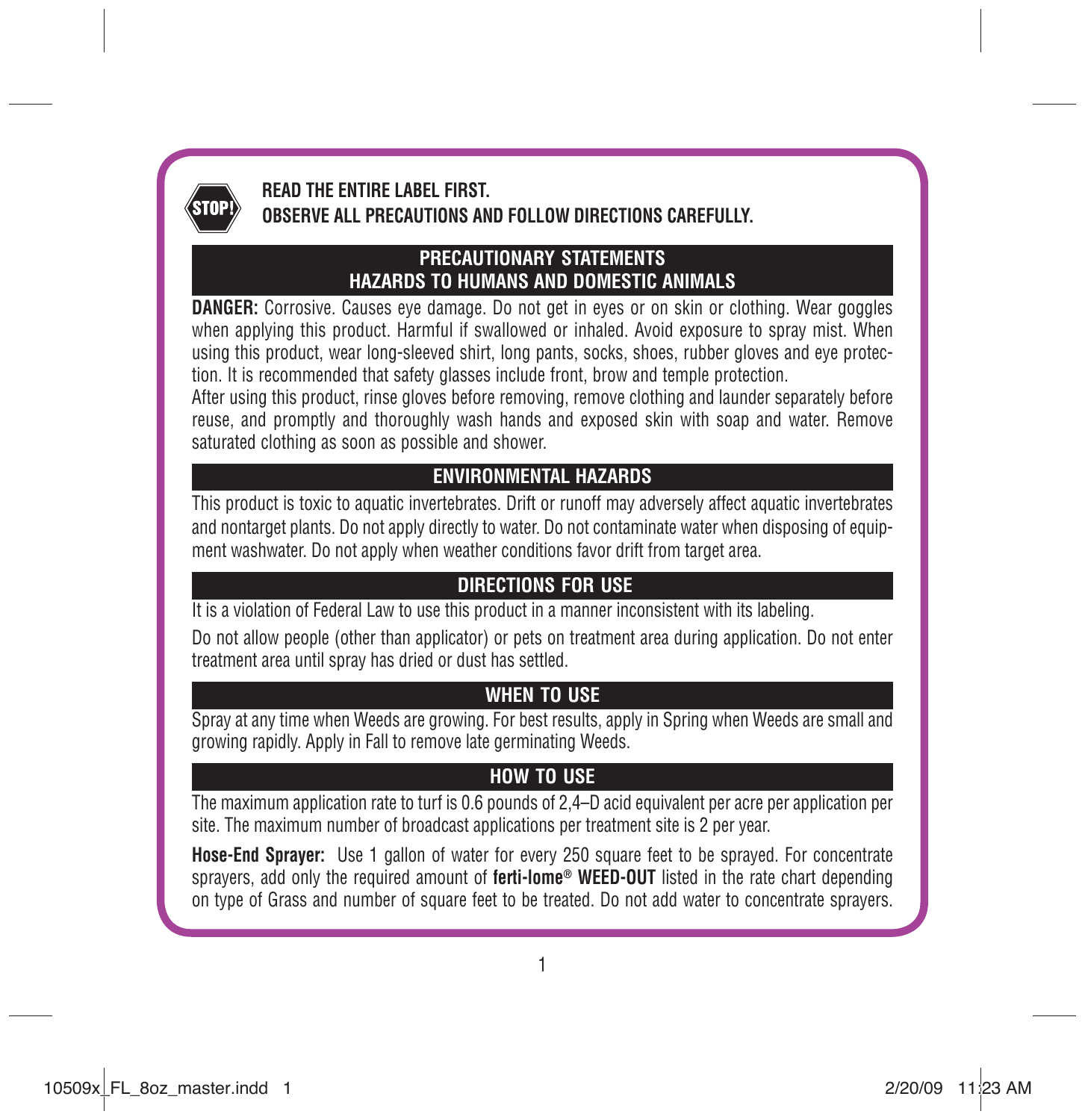**READ THE ENTIRE LABEL FIRST.**
**OBSERVE ALL PRECAUTIONS AND FOLLOW DIRECTIONS CAREFULLY.**

## PRECAUTIONARY STATEMENTS
## HAZARDS TO HUMANS AND DOMESTIC ANIMALS

**DANGER:** Corrosive. Causes eye damage. Do not get in eyes or on skin or clothing. Wear goggles when applying this product. Harmful if swallowed or inhaled. Avoid exposure to spray mist. When using this product, wear long-sleeved shirt, long pants, socks, shoes, rubber gloves and eye protection. It is recommended that safety glasses include front, brow and temple protection.

After using this product, rinse gloves before removing, remove clothing and launder separately before reuse, and promptly and thoroughly wash hands and exposed skin with soap and water. Remove saturated clothing as soon as possible and shower.

## ENVIRONMENTAL HAZARDS

This product is toxic to aquatic invertebrates. Drift or runoff may adversely affect aquatic invertebrates and nontarget plants. Do not apply directly to water. Do not contaminate water when disposing of equipment washwater. Do not apply when weather conditions favor drift from target area.

## DIRECTIONS FOR USE

It is a violation of Federal Law to use this product in a manner inconsistent with its labeling.

Do not allow people (other than applicator) or pets on treatment area during application. Do not enter treatment area until spray has dried or dust has settled.

## WHEN TO USE

Spray at any time when Weeds are growing. For best results, apply in Spring when Weeds are small and growing rapidly. Apply in Fall to remove late germinating Weeds.

## HOW TO USE

The maximum application rate to turf is 0.6 pounds of 2,4–D acid equivalent per acre per application per site. The maximum number of broadcast applications per treatment site is 2 per year.

**Hose-End Sprayer:** Use 1 gallon of water for every 250 square feet to be sprayed. For concentrate sprayers, add only the required amount of **ferti-lome® WEED-OUT** listed in the rate chart depending on type of Grass and number of square feet to be treated. Do not add water to concentrate sprayers.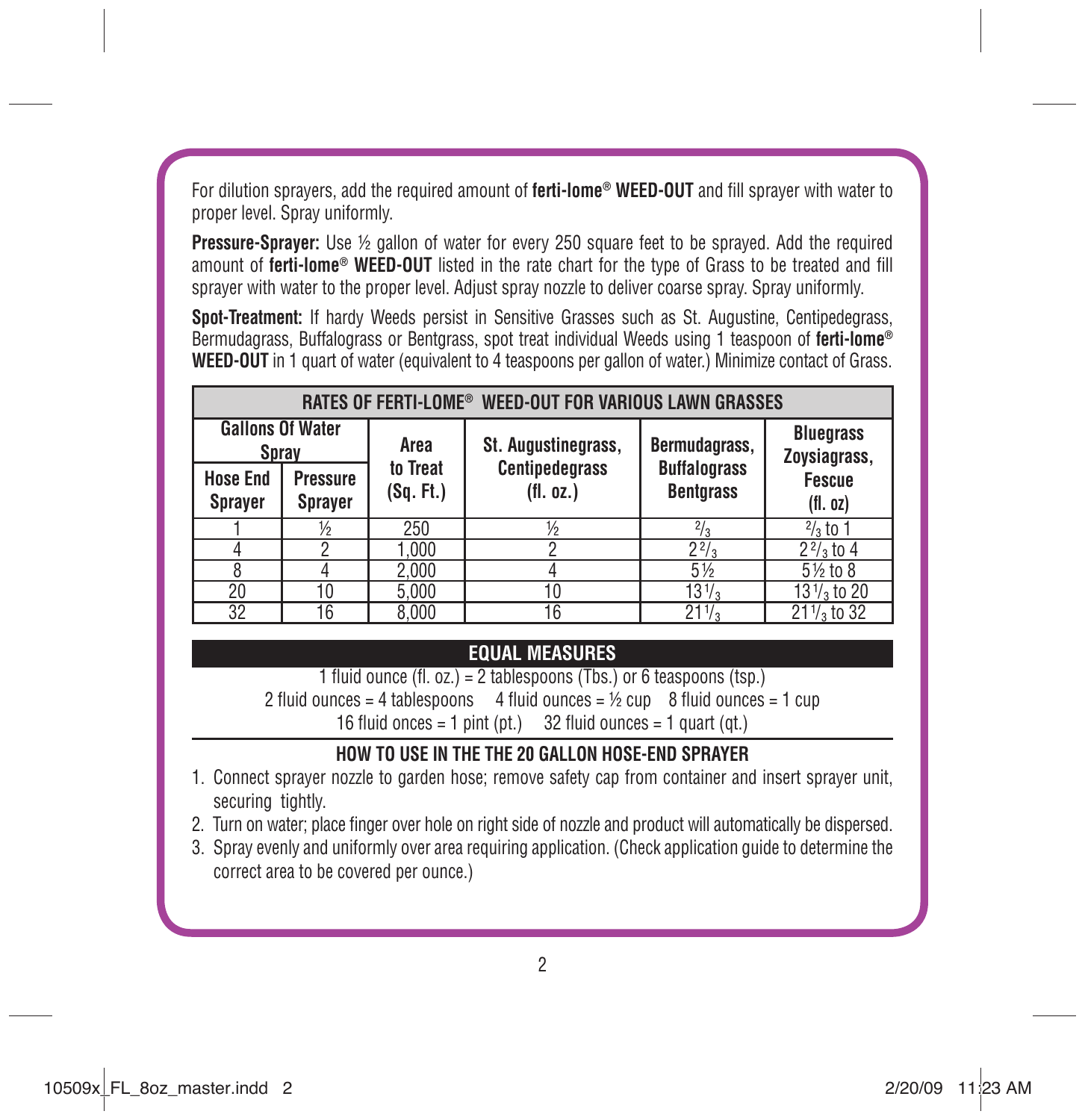For dilution sprayers, add the required amount of **ferti-lome® WEED-OUT** and fill sprayer with water to proper level. Spray uniformly.

**Pressure-Sprayer:** Use ½ gallon of water for every 250 square feet to be sprayed. Add the required amount of **ferti-lome® WEED-OUT** listed in the rate chart for the type of Grass to be treated and fill sprayer with water to the proper level. Adjust spray nozzle to deliver coarse spray. Spray uniformly.

**Spot-Treatment:** If hardy Weeds persist in Sensitive Grasses such as St. Augustine, Centipedegrass, Bermudagrass, Buffalograss or Bentgrass, spot treat individual Weeds using 1 teaspoon of **ferti-lome® WEED-OUT** in 1 quart of water (equivalent to 4 teaspoons per gallon of water.) Minimize contact of Grass.

| RATES OF FERTI-LOME® WEED-OUT FOR VARIOUS LAWN GRASSES | | | | | |
|---|---|---|---|---|---|
| Gallons Of Water Spray | | Area to Treat (Sq. Ft.) | St. Augustinegrass, Centipedegrass (fl. oz.) | Bermudagrass, Buffalograss Bentgrass | Bluegrass Zoysiagrass, Fescue (fl. oz) |
| Hose End Sprayer | Pressure Sprayer | | | | |
| 1 | ½ | 250 | ½ | ⅔ | ⅔ to 1 |
| 4 | 2 | 1,000 | 2 | 2⅔ | 2⅔ to 4 |
| 8 | 4 | 2,000 | 4 | 5½ | 5½ to 8 |
| 20 | 10 | 5,000 | 10 | 13⅓ | 13⅓ to 20 |
| 32 | 16 | 8,000 | 16 | 21⅓ | 21⅓ to 32 |

## EQUAL MEASURES

1 fluid ounce (fl. oz.) = 2 tablespoons (Tbs.) or 6 teaspoons (tsp.)
2 fluid ounces = 4 tablespoons  4 fluid ounces = ½ cup  8 fluid ounces = 1 cup
16 fluid onces = 1 pint (pt.)  32 fluid ounces = 1 quart (qt.)

## HOW TO USE IN THE THE 20 GALLON HOSE-END SPRAYER

1. Connect sprayer nozzle to garden hose; remove safety cap from container and insert sprayer unit, securing tightly.
2. Turn on water; place finger over hole on right side of nozzle and product will automatically be dispersed.
3. Spray evenly and uniformly over area requiring application. (Check application guide to determine the correct area to be covered per ounce.)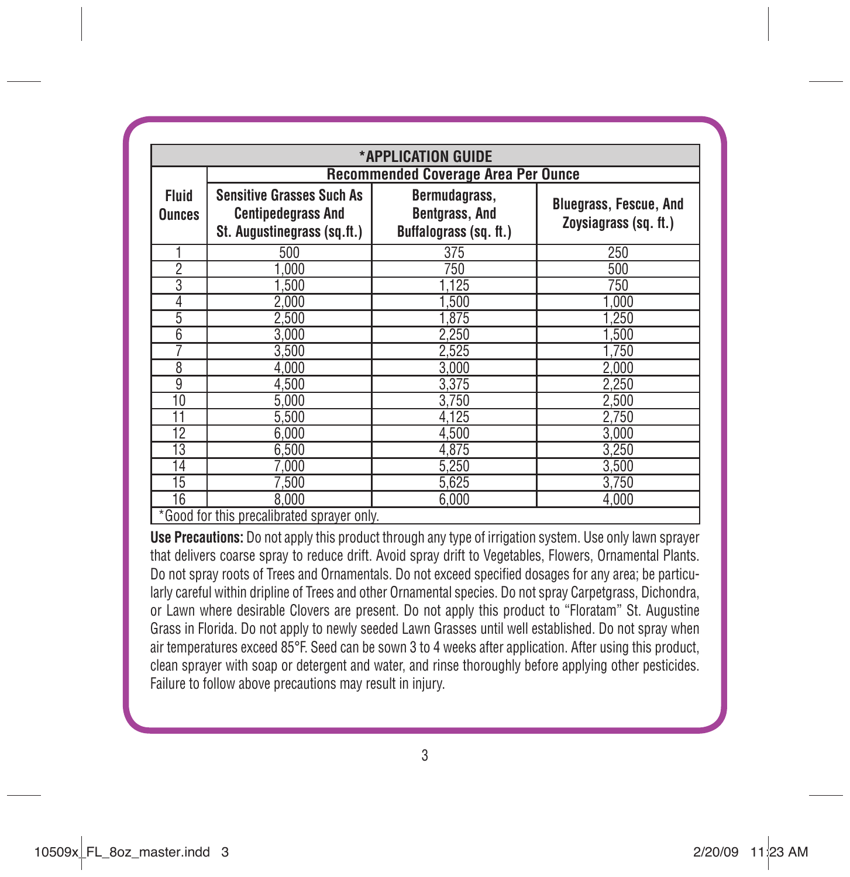| *APPLICATION GUIDE | | | |
|---|---|---|---|
| | Recommended Coverage Area Per Ounce | | |
| Fluid Ounces | Sensitive Grasses Such As Centipedegrass And St. Augustinegrass (sq.ft.) | Bermudagrass, Bentgrass, And Buffalograss (sq. ft.) | Bluegrass, Fescue, And Zoysiagrass (sq. ft.) |
| 1 | 500 | 375 | 250 |
| 2 | 1,000 | 750 | 500 |
| 3 | 1,500 | 1,125 | 750 |
| 4 | 2,000 | 1,500 | 1,000 |
| 5 | 2,500 | 1,875 | 1,250 |
| 6 | 3,000 | 2,250 | 1,500 |
| 7 | 3,500 | 2,525 | 1,750 |
| 8 | 4,000 | 3,000 | 2,000 |
| 9 | 4,500 | 3,375 | 2,250 |
| 10 | 5,000 | 3,750 | 2,500 |
| 11 | 5,500 | 4,125 | 2,750 |
| 12 | 6,000 | 4,500 | 3,000 |
| 13 | 6,500 | 4,875 | 3,250 |
| 14 | 7,000 | 5,250 | 3,500 |
| 15 | 7,500 | 5,625 | 3,750 |
| 16 | 8,000 | 6,000 | 4,000 |

*Good for this precalibrated sprayer only.

**Use Precautions:** Do not apply this product through any type of irrigation system. Use only lawn sprayer that delivers coarse spray to reduce drift. Avoid spray drift to Vegetables, Flowers, Ornamental Plants. Do not spray roots of Trees and Ornamentals. Do not exceed specified dosages for any area; be particularly careful within dripline of Trees and other Ornamental species. Do not spray Carpetgrass, Dichondra, or Lawn where desirable Clovers are present. Do not apply this product to "Floratam" St. Augustine Grass in Florida. Do not apply to newly seeded Lawn Grasses until well established. Do not spray when air temperatures exceed 85°F. Seed can be sown 3 to 4 weeks after application. After using this product, clean sprayer with soap or detergent and water, and rinse thoroughly before applying other pesticides. Failure to follow above precautions may result in injury.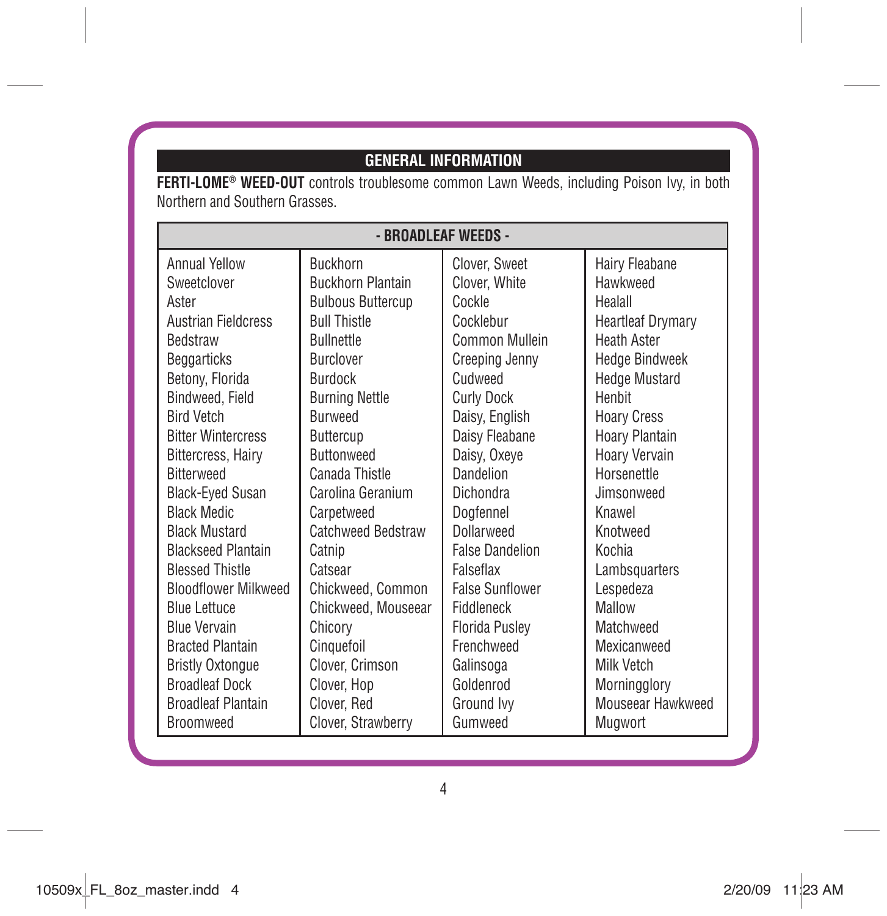## GENERAL INFORMATION

**FERTI-LOME® WEED-OUT** controls troublesome common Lawn Weeds, including Poison Ivy, in both Northern and Southern Grasses.

| - BROADLEAF WEEDS - | | | |
|---|---|---|---|
| Annual Yellow Sweetclover | Buckhorn | Clover, Sweet | Hairy Fleabane |
| Aster | Buckhorn Plantain | Clover, White | Hawkweed |
| Austrian Fieldcress | Bulbous Buttercup | Cockle | Healall |
| Bedstraw | Bull Thistle | Cocklebur | Heartleaf Drymary |
| Beggarticks | Bullnettle | Common Mullein | Heath Aster |
| Betony, Florida | Burclover | Creeping Jenny | Hedge Bindweek |
| Bindweed, Field | Burdock | Cudweed | Hedge Mustard |
| Bird Vetch | Burning Nettle | Curly Dock | Henbit |
| Bitter Wintercress | Burweed | Daisy, English | Hoary Cress |
| Bittercress, Hairy | Buttercup | Daisy Fleabane | Hoary Plantain |
| Bitterweed | Buttonweed | Daisy, Oxeye | Hoary Vervain |
| Black-Eyed Susan | Canada Thistle | Dandelion | Horsenettle |
| Black Medic | Carolina Geranium | Dichondra | Jimsonweed |
| Black Mustard | Carpetweed | Dogfennel | Knawel |
| Blackseed Plantain | Catchweed Bedstraw | Dollarweed | Knotweed |
| Blessed Thistle | Catnip | False Dandelion | Kochia |
| Bloodflower Milkweed | Catsear | Falseflax | Lambsquarters |
| Blue Lettuce | Chickweed, Common | False Sunflower | Lespedeza |
| Blue Vervain | Chickweed, Mouseear | Fiddleneck | Mallow |
| Bracted Plantain | Chicory | Florida Pusley | Matchweed |
| Bristly Oxtongue | Cinquefoil | Frenchweed | Mexicanweed |
| Broadleaf Dock | Clover, Crimson | Galinsoga | Milk Vetch |
| Broadleaf Plantain | Clover, Hop | Goldenrod | Morningglory |
| Broomweed | Clover, Red | Ground Ivy | Mouseear Hawkweed |
| | Clover, Strawberry | Gumweed | Mugwort |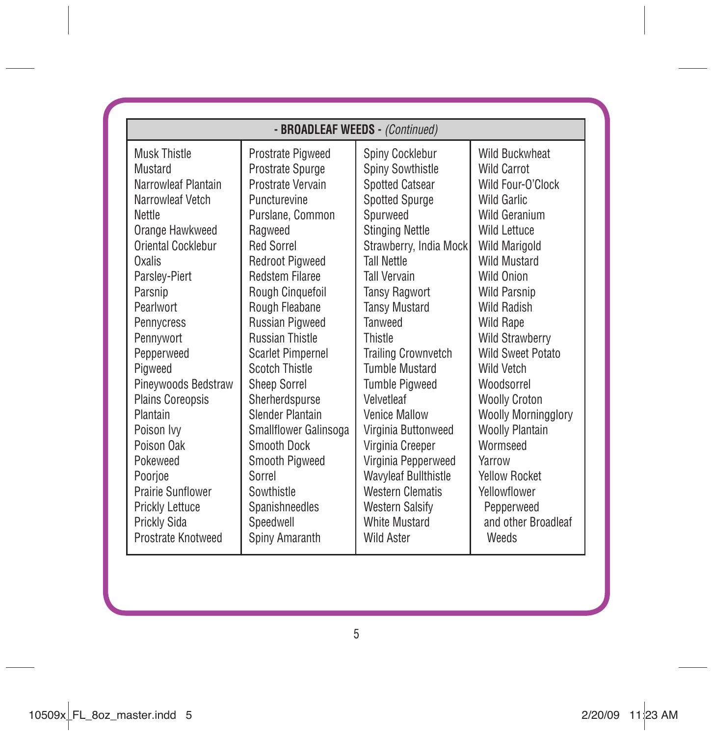| - **BROADLEAF WEEDS -** *(Continued)* | | | |
|---|---|---|---|
| Musk Thistle | Prostrate Pigweed | Spiny Cocklebur | Wild Buckwheat |
| Mustard | Prostrate Spurge | Spiny Sowthistle | Wild Carrot |
| Narrowleaf Plantain | Prostrate Vervain | Spotted Catsear | Wild Four-O'Clock |
| Narrowleaf Vetch | Puncturevine | Spotted Spurge | Wild Garlic |
| Nettle | Purslane, Common | Spurweed | Wild Geranium |
| Orange Hawkweed | Ragweed | Stinging Nettle | Wild Lettuce |
| Oriental Cocklebur | Red Sorrel | Strawberry, India Mock | Wild Marigold |
| Oxalis | Redroot Pigweed | Tall Nettle | Wild Mustard |
| Parsley-Piert | Redstem Filaree | Tall Vervain | Wild Onion |
| Parsnip | Rough Cinquefoil | Tansy Ragwort | Wild Parsnip |
| Pearlwort | Rough Fleabane | Tansy Mustard | Wild Radish |
| Pennycress | Russian Pigweed | Tanweed | Wild Rape |
| Pennywort | Russian Thistle | Thistle | Wild Strawberry |
| Pepperweed | Scarlet Pimpernel | Trailing Crownvetch | Wild Sweet Potato |
| Pigweed | Scotch Thistle | Tumble Mustard | Wild Vetch |
| Pineywoods Bedstraw | Sheep Sorrel | Tumble Pigweed | Woodsorrel |
| Plains Coreopsis | Sherherdspurse | Velvetleaf | Woolly Croton |
| Plantain | Slender Plantain | Venice Mallow | Woolly Morningglory |
| Poison Ivy | Smallflower Galinsoga | Virginia Buttonweed | Woolly Plantain |
| Poison Oak | Smooth Dock | Virginia Creeper | Wormseed |
| Pokeweed | Smooth Pigweed | Virginia Pepperweed | Yarrow |
| Poorjoe | Sorrel | Wavyleaf Bullthistle | Yellow Rocket |
| Prairie Sunflower | Sowthistle | Western Clematis | Yellowflower Pepperweed |
| Prickly Lettuce | Spanishneedles | Western Salsify | and other Broadleaf Weeds |
| Prickly Sida | Speedwell | White Mustard | |
| Prostrate Knotweed | Spiny Amaranth | Wild Aster | |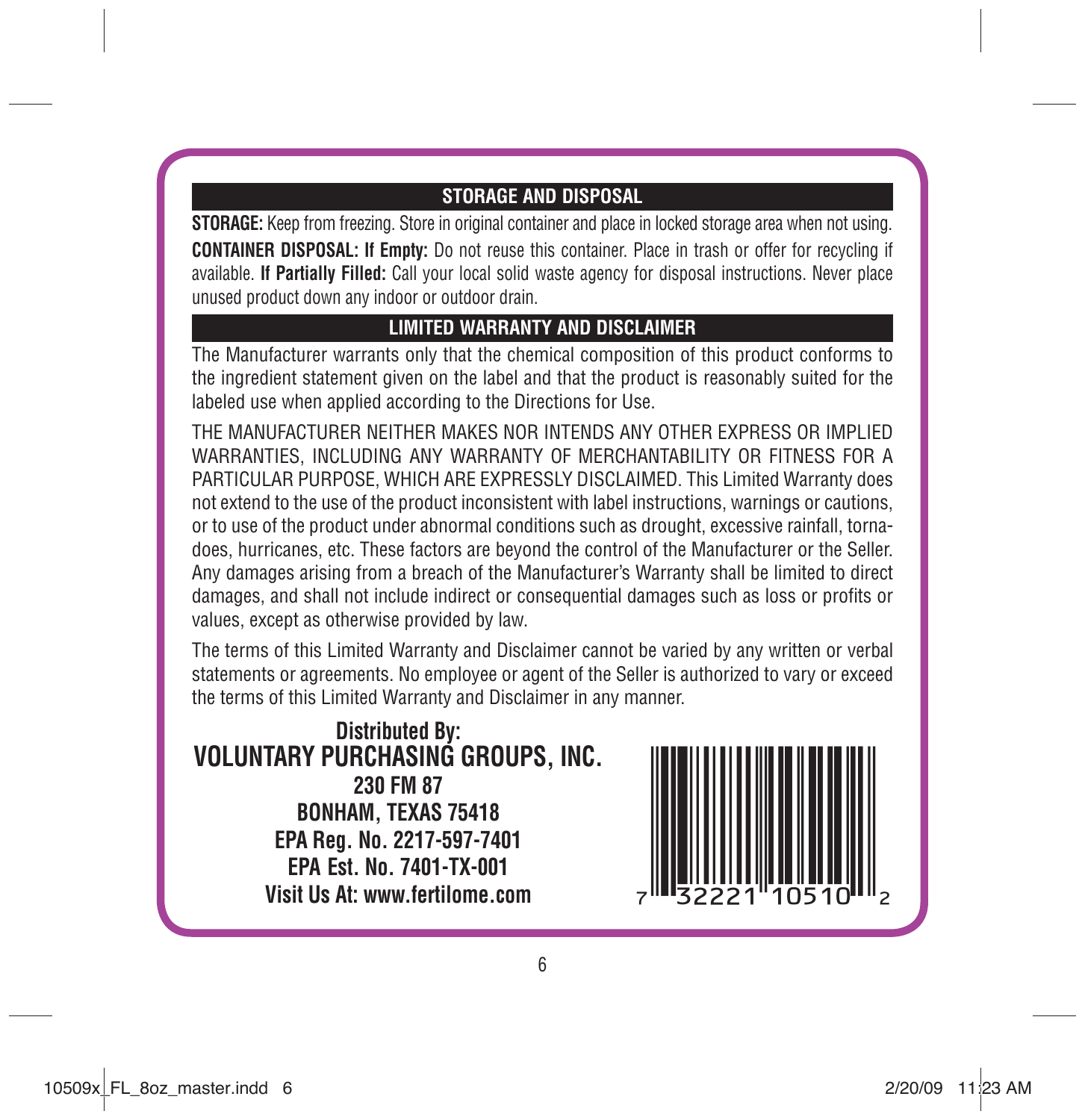## STORAGE AND DISPOSAL

**STORAGE:** Keep from freezing. Store in original container and place in locked storage area when not using.

**CONTAINER DISPOSAL: If Empty:** Do not reuse this container. Place in trash or offer for recycling if available. **If Partially Filled:** Call your local solid waste agency for disposal instructions. Never place unused product down any indoor or outdoor drain.

## LIMITED WARRANTY AND DISCLAIMER

The Manufacturer warrants only that the chemical composition of this product conforms to the ingredient statement given on the label and that the product is reasonably suited for the labeled use when applied according to the Directions for Use.

THE MANUFACTURER NEITHER MAKES NOR INTENDS ANY OTHER EXPRESS OR IMPLIED WARRANTIES, INCLUDING ANY WARRANTY OF MERCHANTABILITY OR FITNESS FOR A PARTICULAR PURPOSE, WHICH ARE EXPRESSLY DISCLAIMED. This Limited Warranty does not extend to the use of the product inconsistent with label instructions, warnings or cautions, or to use of the product under abnormal conditions such as drought, excessive rainfall, tornadoes, hurricanes, etc. These factors are beyond the control of the Manufacturer or the Seller. Any damages arising from a breach of the Manufacturer's Warranty shall be limited to direct damages, and shall not include indirect or consequential damages such as loss or profits or values, except as otherwise provided by law.

The terms of this Limited Warranty and Disclaimer cannot be varied by any written or verbal statements or agreements. No employee or agent of the Seller is authorized to vary or exceed the terms of this Limited Warranty and Disclaimer in any manner.

**Distributed By:**
**VOLUNTARY PURCHASING GROUPS, INC.**
**230 FM 87**
**BONHAM, TEXAS 75418**
**EPA Reg. No. 2217-597-7401**
**EPA Est. No. 7401-TX-001**
**Visit Us At: www.fertilome.com**

7 32221 10510 2

10509x_FL_8oz_master.indd 6 2/20/09 11:23 AM